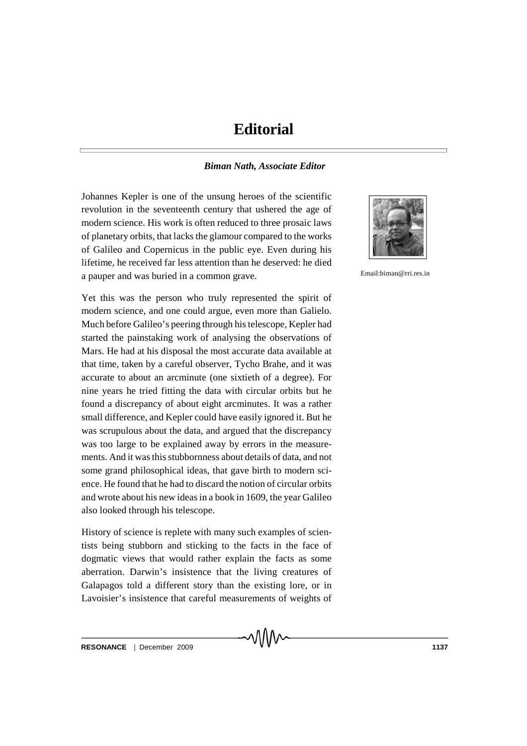# Editorial

***Biman Nath, Associate Editor***

Email:biman@rri.res.in

Johannes Kepler is one of the unsung heroes of the scientific revolution in the seventeenth century that ushered the age of modern science. His work is often reduced to three prosaic laws of planetary orbits, that lacks the glamour compared to the works of Galileo and Copernicus in the public eye. Even during his lifetime, he received far less attention than he deserved: he died a pauper and was buried in a common grave.

Yet this was the person who truly represented the spirit of modern science, and one could argue, even more than Galielo. Much before Galileo's peering through his telescope, Kepler had started the painstaking work of analysing the observations of Mars. He had at his disposal the most accurate data available at that time, taken by a careful observer, Tycho Brahe, and it was accurate to about an arcminute (one sixtieth of a degree). For nine years he tried fitting the data with circular orbits but he found a discrepancy of about eight arcminutes. It was a rather small difference, and Kepler could have easily ignored it. But he was scrupulous about the data, and argued that the discrepancy was too large to be explained away by errors in the measurements. And it was this stubbornness about details of data, and not some grand philosophical ideas, that gave birth to modern science. He found that he had to discard the notion of circular orbits and wrote about his new ideas in a book in 1609, the year Galileo also looked through his telescope.

History of science is replete with many such examples of scientists being stubborn and sticking to the facts in the face of dogmatic views that would rather explain the facts as some aberration. Darwin's insistence that the living creatures of Galapagos told a different story than the existing lore, or in Lavoisier's insistence that careful measurements of weights of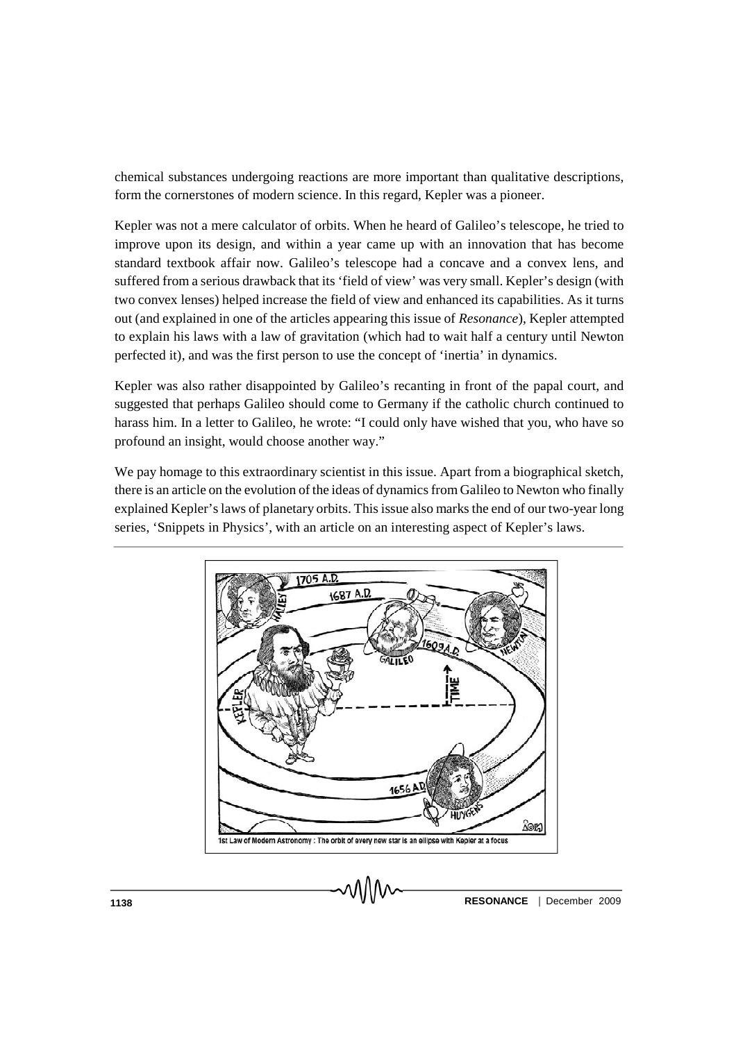chemical substances undergoing reactions are more important than qualitative descriptions, form the cornerstones of modern science. In this regard, Kepler was a pioneer.

Kepler was not a mere calculator of orbits. When he heard of Galileo's telescope, he tried to improve upon its design, and within a year came up with an innovation that has become standard textbook affair now. Galileo's telescope had a concave and a convex lens, and suffered from a serious drawback that its 'field of view' was very small. Kepler's design (with two convex lenses) helped increase the field of view and enhanced its capabilities. As it turns out (and explained in one of the articles appearing this issue of *Resonance*), Kepler attempted to explain his laws with a law of gravitation (which had to wait half a century until Newton perfected it), and was the first person to use the concept of 'inertia' in dynamics.

Kepler was also rather disappointed by Galileo's recanting in front of the papal court, and suggested that perhaps Galileo should come to Germany if the catholic church continued to harass him. In a letter to Galileo, he wrote: "I could only have wished that you, who have so profound an insight, would choose another way."

We pay homage to this extraordinary scientist in this issue. Apart from a biographical sketch, there is an article on the evolution of the ideas of dynamics from Galileo to Newton who finally explained Kepler's laws of planetary orbits. This issue also marks the end of our two-year long series, 'Snippets in Physics', with an article on an interesting aspect of Kepler's laws.

1705 A.D.
1687 A.D.
1609 A.D.
1656 A.D.
HALLEY
GALILEO
NEWTON
KEPLER
HUYGENS
TIME

1st Law of Modern Astronomy : The orbit of every new star is an ellipse with Kepler at a focus